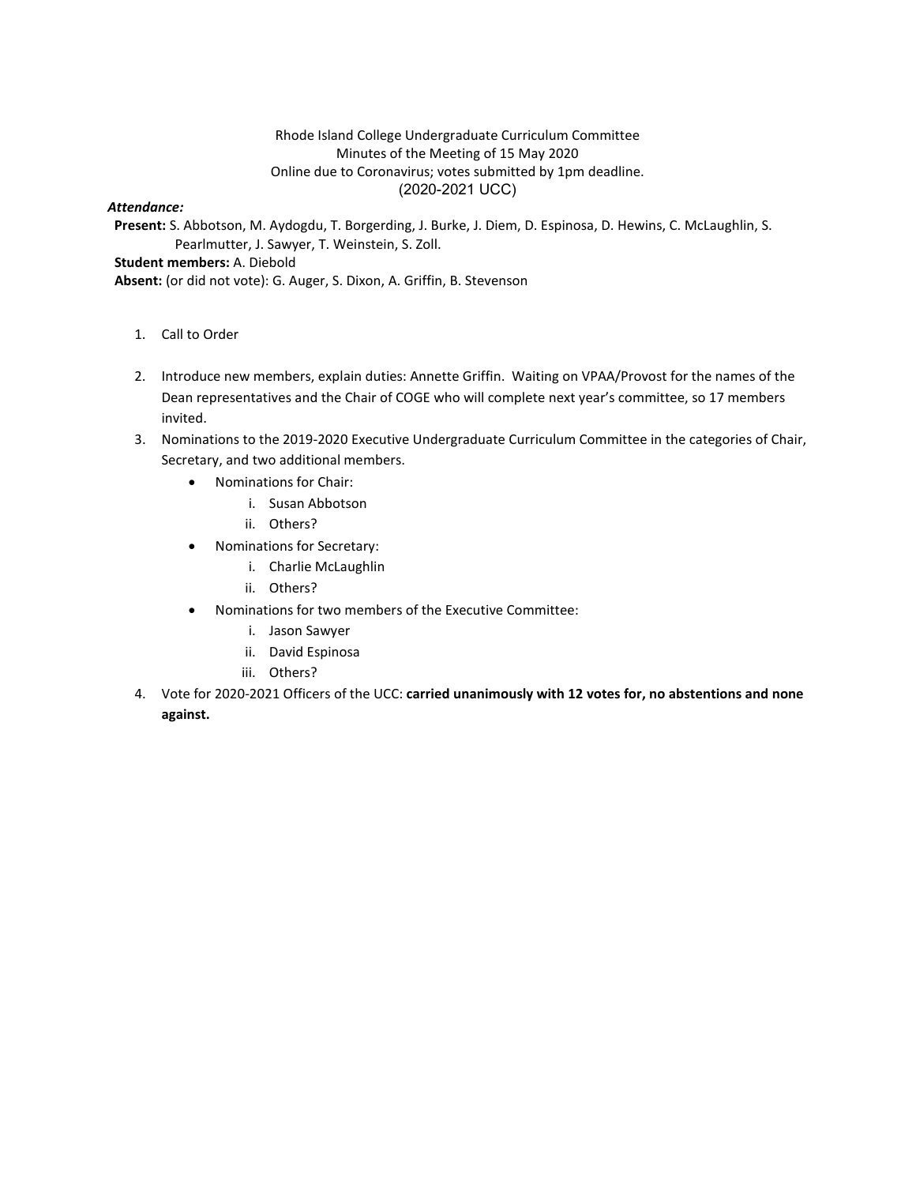Rhode Island College Undergraduate Curriculum Committee
Minutes of the Meeting of 15 May 2020
Online due to Coronavirus; votes submitted by 1pm deadline.
(2020-2021 UCC)

***Attendance:***

**Present:** S. Abbotson, M. Aydogdu, T. Borgerding, J. Burke, J. Diem, D. Espinosa, D. Hewins, C. McLaughlin, S. Pearlmutter, J. Sawyer, T. Weinstein, S. Zoll.

**Student members:** A. Diebold

**Absent:** (or did not vote): G. Auger, S. Dixon, A. Griffin, B. Stevenson

1. Call to Order
2. Introduce new members, explain duties: Annette Griffin. Waiting on VPAA/Provost for the names of the Dean representatives and the Chair of COGE who will complete next year's committee, so 17 members invited.
3. Nominations to the 2019-2020 Executive Undergraduate Curriculum Committee in the categories of Chair, Secretary, and two additional members.
   - Nominations for Chair:
     i. Susan Abbotson
     ii. Others?
   - Nominations for Secretary:
     i. Charlie McLaughlin
     ii. Others?
   - Nominations for two members of the Executive Committee:
     i. Jason Sawyer
     ii. David Espinosa
     iii. Others?
4. Vote for 2020-2021 Officers of the UCC: **carried unanimously with 12 votes for, no abstentions and none against.**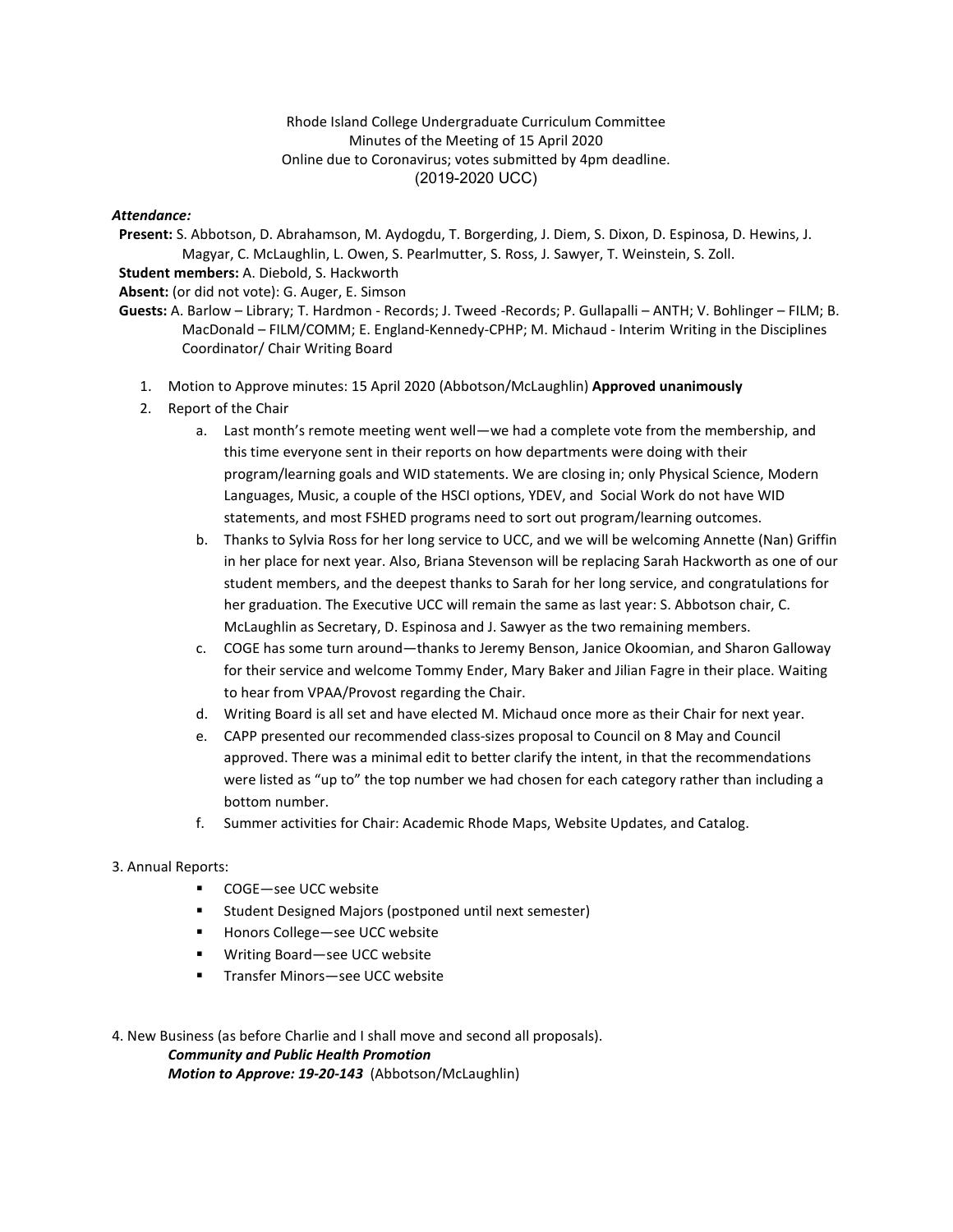Rhode Island College Undergraduate Curriculum Committee
Minutes of the Meeting of 15 April 2020
Online due to Coronavirus; votes submitted by 4pm deadline.
(2019-2020 UCC)

***Attendance:***

**Present:** S. Abbotson, D. Abrahamson, M. Aydogdu, T. Borgerding, J. Diem, S. Dixon, D. Espinosa, D. Hewins, J. Magyar, C. McLaughlin, L. Owen, S. Pearlmutter, S. Ross, J. Sawyer, T. Weinstein, S. Zoll.

**Student members:** A. Diebold, S. Hackworth

**Absent:** (or did not vote): G. Auger, E. Simson

**Guests:** A. Barlow – Library; T. Hardmon - Records; J. Tweed -Records; P. Gullapalli – ANTH; V. Bohlinger – FILM; B. MacDonald – FILM/COMM; E. England-Kennedy-CPHP; M. Michaud - Interim Writing in the Disciplines Coordinator/ Chair Writing Board

1. Motion to Approve minutes: 15 April 2020 (Abbotson/McLaughlin) **Approved unanimously**
2. Report of the Chair
   a. Last month's remote meeting went well—we had a complete vote from the membership, and this time everyone sent in their reports on how departments were doing with their program/learning goals and WID statements. We are closing in; only Physical Science, Modern Languages, Music, a couple of the HSCI options, YDEV, and Social Work do not have WID statements, and most FSHED programs need to sort out program/learning outcomes.
   b. Thanks to Sylvia Ross for her long service to UCC, and we will be welcoming Annette (Nan) Griffin in her place for next year. Also, Briana Stevenson will be replacing Sarah Hackworth as one of our student members, and the deepest thanks to Sarah for her long service, and congratulations for her graduation. The Executive UCC will remain the same as last year: S. Abbotson chair, C. McLaughlin as Secretary, D. Espinosa and J. Sawyer as the two remaining members.
   c. COGE has some turn around—thanks to Jeremy Benson, Janice Okoomian, and Sharon Galloway for their service and welcome Tommy Ender, Mary Baker and Jilian Fagre in their place. Waiting to hear from VPAA/Provost regarding the Chair.
   d. Writing Board is all set and have elected M. Michaud once more as their Chair for next year.
   e. CAPP presented our recommended class-sizes proposal to Council on 8 May and Council approved. There was a minimal edit to better clarify the intent, in that the recommendations were listed as "up to" the top number we had chosen for each category rather than including a bottom number.
   f. Summer activities for Chair: Academic Rhode Maps, Website Updates, and Catalog.

3. Annual Reports:
   - COGE—see UCC website
   - Student Designed Majors (postponed until next semester)
   - Honors College—see UCC website
   - Writing Board—see UCC website
   - Transfer Minors—see UCC website

4. New Business (as before Charlie and I shall move and second all proposals).

***Community and Public Health Promotion***

***Motion to Approve: 19-20-143*** (Abbotson/McLaughlin)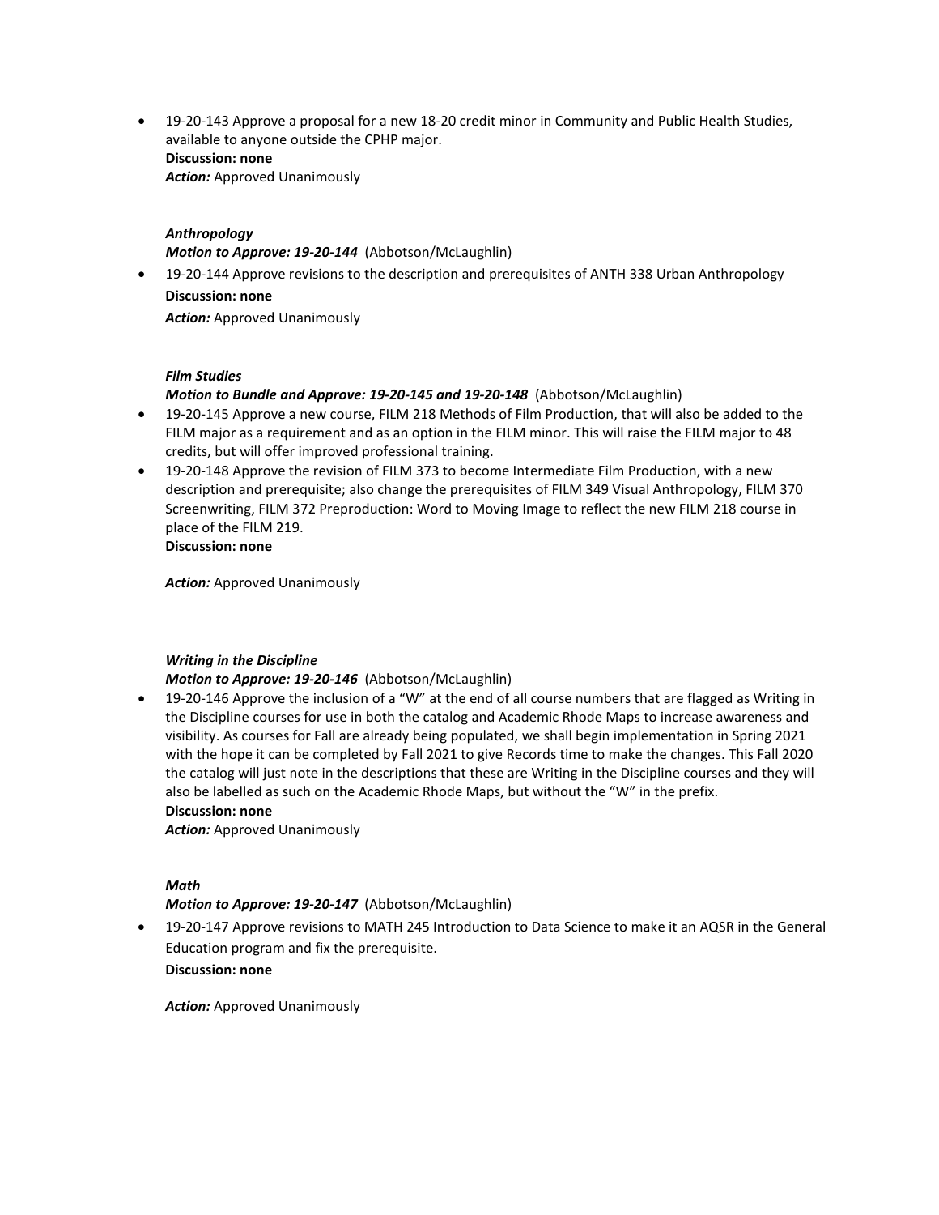- 19-20-143 Approve a proposal for a new 18-20 credit minor in Community and Public Health Studies, available to anyone outside the CPHP major.
  **Discussion: none**
  ***Action:*** Approved Unanimously

***Anthropology***

***Motion to Approve: 19-20-144*** (Abbotson/McLaughlin)

- 19-20-144 Approve revisions to the description and prerequisites of ANTH 338 Urban Anthropology
  **Discussion: none**
  ***Action:*** Approved Unanimously

***Film Studies***

***Motion to Bundle and Approve: 19-20-145 and 19-20-148*** (Abbotson/McLaughlin)

- 19-20-145 Approve a new course, FILM 218 Methods of Film Production, that will also be added to the FILM major as a requirement and as an option in the FILM minor. This will raise the FILM major to 48 credits, but will offer improved professional training.
- 19-20-148 Approve the revision of FILM 373 to become Intermediate Film Production, with a new description and prerequisite; also change the prerequisites of FILM 349 Visual Anthropology, FILM 370 Screenwriting, FILM 372 Preproduction: Word to Moving Image to reflect the new FILM 218 course in place of the FILM 219.
  **Discussion: none**

  ***Action:*** Approved Unanimously

***Writing in the Discipline***

***Motion to Approve: 19-20-146*** (Abbotson/McLaughlin)

- 19-20-146 Approve the inclusion of a "W" at the end of all course numbers that are flagged as Writing in the Discipline courses for use in both the catalog and Academic Rhode Maps to increase awareness and visibility. As courses for Fall are already being populated, we shall begin implementation in Spring 2021 with the hope it can be completed by Fall 2021 to give Records time to make the changes. This Fall 2020 the catalog will just note in the descriptions that these are Writing in the Discipline courses and they will also be labelled as such on the Academic Rhode Maps, but without the "W" in the prefix.
  **Discussion: none**
  ***Action:*** Approved Unanimously

***Math***

***Motion to Approve: 19-20-147*** (Abbotson/McLaughlin)

- 19-20-147 Approve revisions to MATH 245 Introduction to Data Science to make it an AQSR in the General Education program and fix the prerequisite.
  **Discussion: none**

  ***Action:*** Approved Unanimously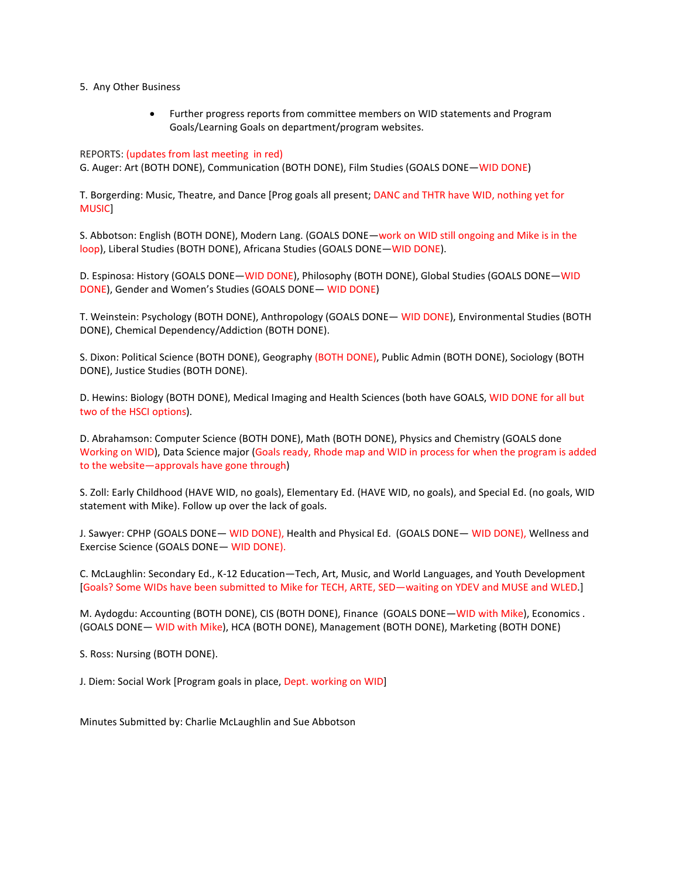5. Any Other Business

- Further progress reports from committee members on WID statements and Program Goals/Learning Goals on department/program websites.

REPORTS: (updates from last meeting in red)
G. Auger: Art (BOTH DONE), Communication (BOTH DONE), Film Studies (GOALS DONE—WID DONE)

T. Borgerding: Music, Theatre, and Dance [Prog goals all present; DANC and THTR have WID, nothing yet for MUSIC]

S. Abbotson: English (BOTH DONE), Modern Lang. (GOALS DONE—work on WID still ongoing and Mike is in the loop), Liberal Studies (BOTH DONE), Africana Studies (GOALS DONE—WID DONE).

D. Espinosa: History (GOALS DONE—WID DONE), Philosophy (BOTH DONE), Global Studies (GOALS DONE—WID DONE), Gender and Women's Studies (GOALS DONE— WID DONE)

T. Weinstein: Psychology (BOTH DONE), Anthropology (GOALS DONE— WID DONE), Environmental Studies (BOTH DONE), Chemical Dependency/Addiction (BOTH DONE).

S. Dixon: Political Science (BOTH DONE), Geography (BOTH DONE), Public Admin (BOTH DONE), Sociology (BOTH DONE), Justice Studies (BOTH DONE).

D. Hewins: Biology (BOTH DONE), Medical Imaging and Health Sciences (both have GOALS, WID DONE for all but two of the HSCI options).

D. Abrahamson: Computer Science (BOTH DONE), Math (BOTH DONE), Physics and Chemistry (GOALS done Working on WID), Data Science major (Goals ready, Rhode map and WID in process for when the program is added to the website—approvals have gone through)

S. Zoll: Early Childhood (HAVE WID, no goals), Elementary Ed. (HAVE WID, no goals), and Special Ed. (no goals, WID statement with Mike). Follow up over the lack of goals.

J. Sawyer: CPHP (GOALS DONE— WID DONE), Health and Physical Ed. (GOALS DONE— WID DONE), Wellness and Exercise Science (GOALS DONE— WID DONE).

C. McLaughlin: Secondary Ed., K-12 Education—Tech, Art, Music, and World Languages, and Youth Development [Goals? Some WIDs have been submitted to Mike for TECH, ARTE, SED—waiting on YDEV and MUSE and WLED.]

M. Aydogdu: Accounting (BOTH DONE), CIS (BOTH DONE), Finance (GOALS DONE—WID with Mike), Economics . (GOALS DONE— WID with Mike), HCA (BOTH DONE), Management (BOTH DONE), Marketing (BOTH DONE)

S. Ross: Nursing (BOTH DONE).

J. Diem: Social Work [Program goals in place, Dept. working on WID]

Minutes Submitted by: Charlie McLaughlin and Sue Abbotson